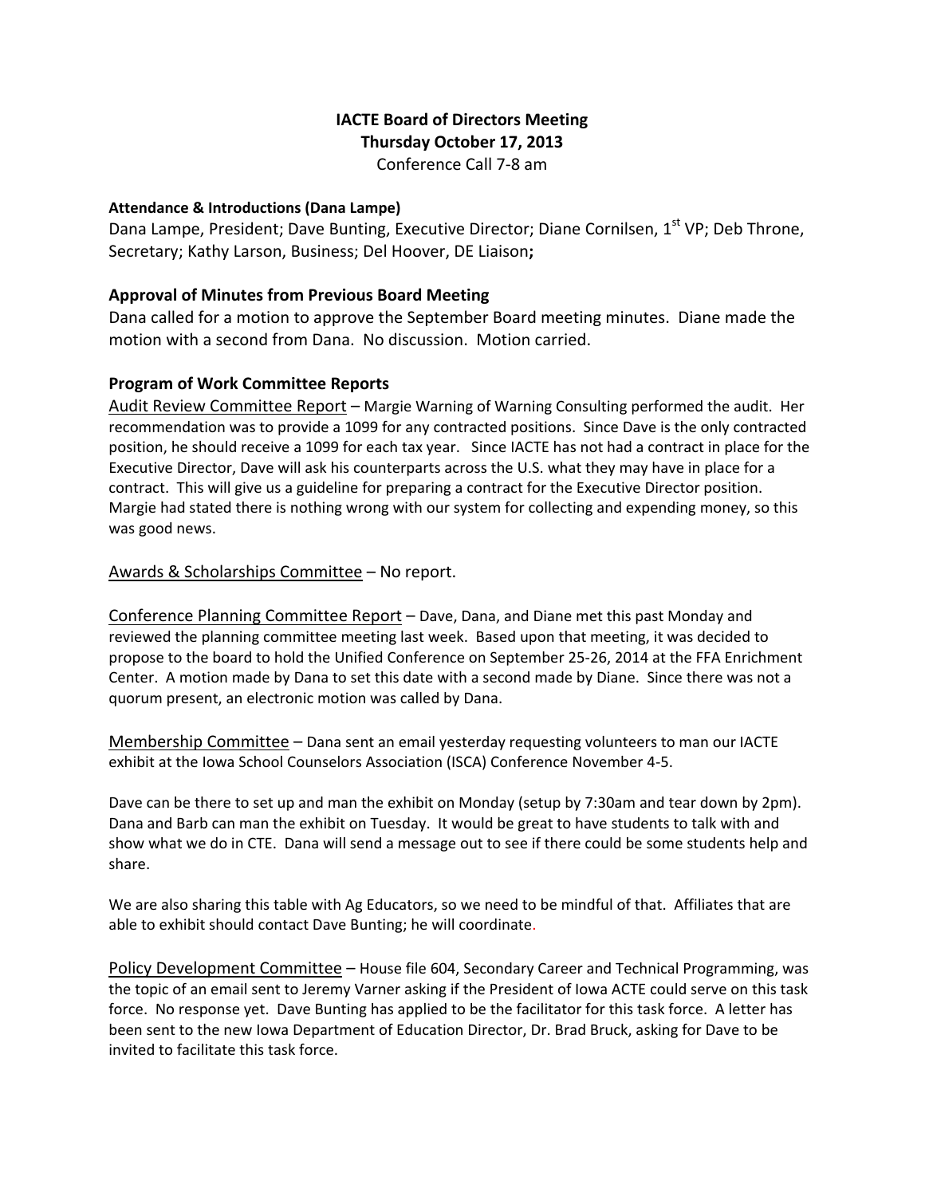# IACTE Board of Directors Meeting
## Thursday October 17, 2013
Conference Call 7-8 am

**Attendance & Introductions (Dana Lampe)**

Dana Lampe, President; Dave Bunting, Executive Director; Diane Cornilsen, 1st VP; Deb Throne, Secretary; Kathy Larson, Business; Del Hoover, DE Liaison**;**

### Approval of Minutes from Previous Board Meeting

Dana called for a motion to approve the September Board meeting minutes. Diane made the motion with a second from Dana. No discussion. Motion carried.

### Program of Work Committee Reports

Audit Review Committee Report – Margie Warning of Warning Consulting performed the audit. Her recommendation was to provide a 1099 for any contracted positions. Since Dave is the only contracted position, he should receive a 1099 for each tax year. Since IACTE has not had a contract in place for the Executive Director, Dave will ask his counterparts across the U.S. what they may have in place for a contract. This will give us a guideline for preparing a contract for the Executive Director position. Margie had stated there is nothing wrong with our system for collecting and expending money, so this was good news.

Awards & Scholarships Committee – No report.

Conference Planning Committee Report – Dave, Dana, and Diane met this past Monday and reviewed the planning committee meeting last week. Based upon that meeting, it was decided to propose to the board to hold the Unified Conference on September 25-26, 2014 at the FFA Enrichment Center. A motion made by Dana to set this date with a second made by Diane. Since there was not a quorum present, an electronic motion was called by Dana.

Membership Committee – Dana sent an email yesterday requesting volunteers to man our IACTE exhibit at the Iowa School Counselors Association (ISCA) Conference November 4-5.

Dave can be there to set up and man the exhibit on Monday (setup by 7:30am and tear down by 2pm). Dana and Barb can man the exhibit on Tuesday. It would be great to have students to talk with and show what we do in CTE. Dana will send a message out to see if there could be some students help and share.

We are also sharing this table with Ag Educators, so we need to be mindful of that. Affiliates that are able to exhibit should contact Dave Bunting; he will coordinate.

Policy Development Committee – House file 604, Secondary Career and Technical Programming, was the topic of an email sent to Jeremy Varner asking if the President of Iowa ACTE could serve on this task force. No response yet. Dave Bunting has applied to be the facilitator for this task force. A letter has been sent to the new Iowa Department of Education Director, Dr. Brad Bruck, asking for Dave to be invited to facilitate this task force.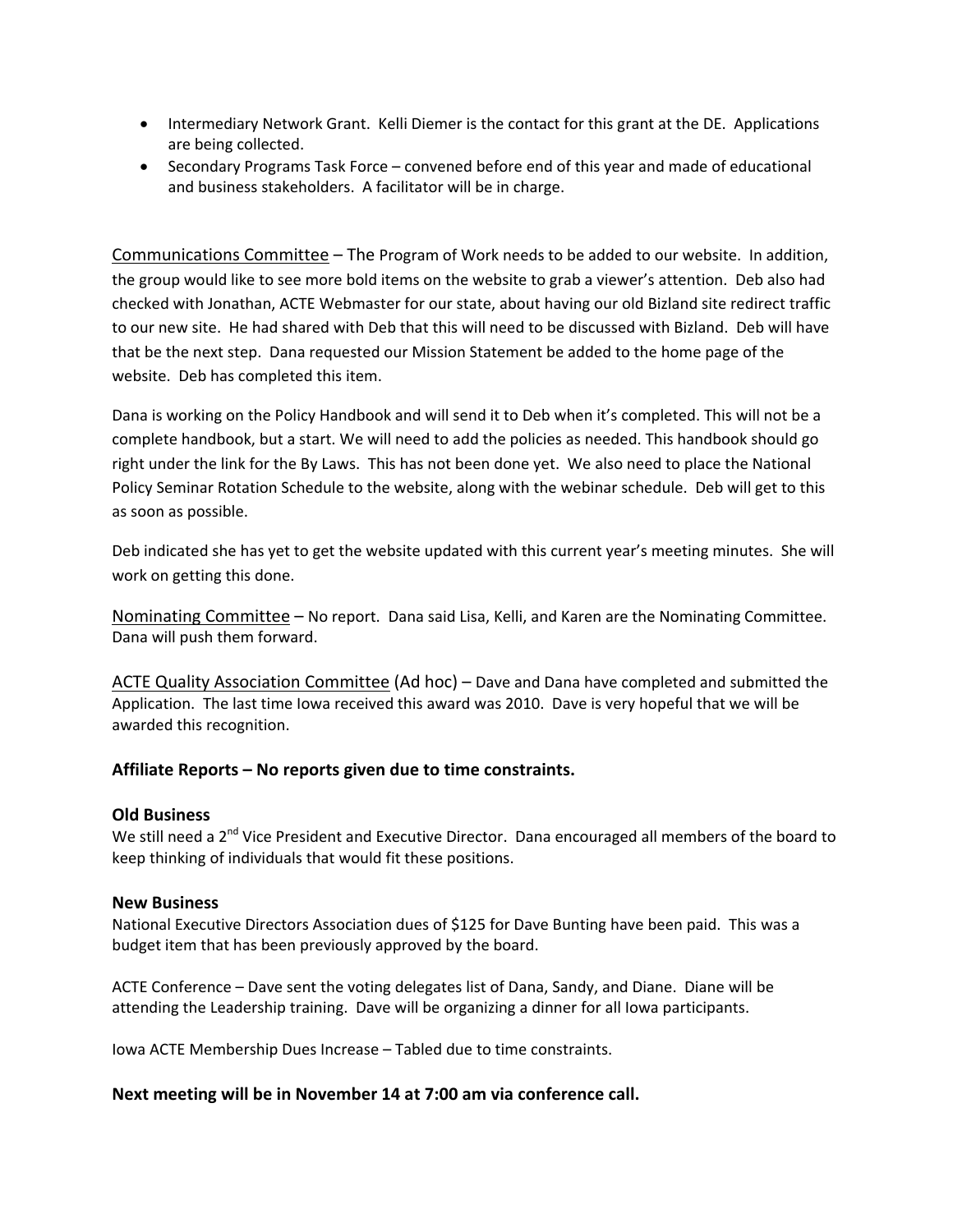- Intermediary Network Grant. Kelli Diemer is the contact for this grant at the DE. Applications are being collected.
- Secondary Programs Task Force – convened before end of this year and made of educational and business stakeholders. A facilitator will be in charge.

Communications Committee – The Program of Work needs to be added to our website. In addition, the group would like to see more bold items on the website to grab a viewer's attention. Deb also had checked with Jonathan, ACTE Webmaster for our state, about having our old Bizland site redirect traffic to our new site. He had shared with Deb that this will need to be discussed with Bizland. Deb will have that be the next step. Dana requested our Mission Statement be added to the home page of the website. Deb has completed this item.

Dana is working on the Policy Handbook and will send it to Deb when it's completed. This will not be a complete handbook, but a start. We will need to add the policies as needed. This handbook should go right under the link for the By Laws. This has not been done yet. We also need to place the National Policy Seminar Rotation Schedule to the website, along with the webinar schedule. Deb will get to this as soon as possible.

Deb indicated she has yet to get the website updated with this current year's meeting minutes. She will work on getting this done.

Nominating Committee – No report. Dana said Lisa, Kelli, and Karen are the Nominating Committee. Dana will push them forward.

ACTE Quality Association Committee (Ad hoc) – Dave and Dana have completed and submitted the Application. The last time Iowa received this award was 2010. Dave is very hopeful that we will be awarded this recognition.

### Affiliate Reports – No reports given due to time constraints.

### Old Business

We still need a 2nd Vice President and Executive Director. Dana encouraged all members of the board to keep thinking of individuals that would fit these positions.

### New Business

National Executive Directors Association dues of $125 for Dave Bunting have been paid. This was a budget item that has been previously approved by the board.

ACTE Conference – Dave sent the voting delegates list of Dana, Sandy, and Diane. Diane will be attending the Leadership training. Dave will be organizing a dinner for all Iowa participants.

Iowa ACTE Membership Dues Increase – Tabled due to time constraints.

### Next meeting will be in November 14 at 7:00 am via conference call.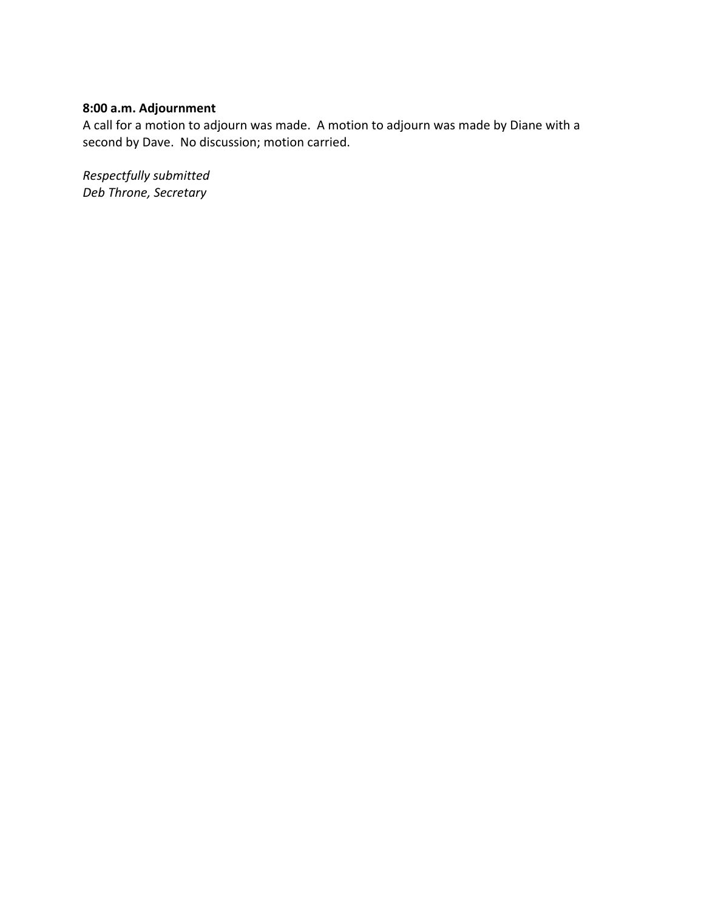**8:00 a.m. Adjournment**

A call for a motion to adjourn was made. A motion to adjourn was made by Diane with a second by Dave. No discussion; motion carried.

*Respectfully submitted*
*Deb Throne, Secretary*